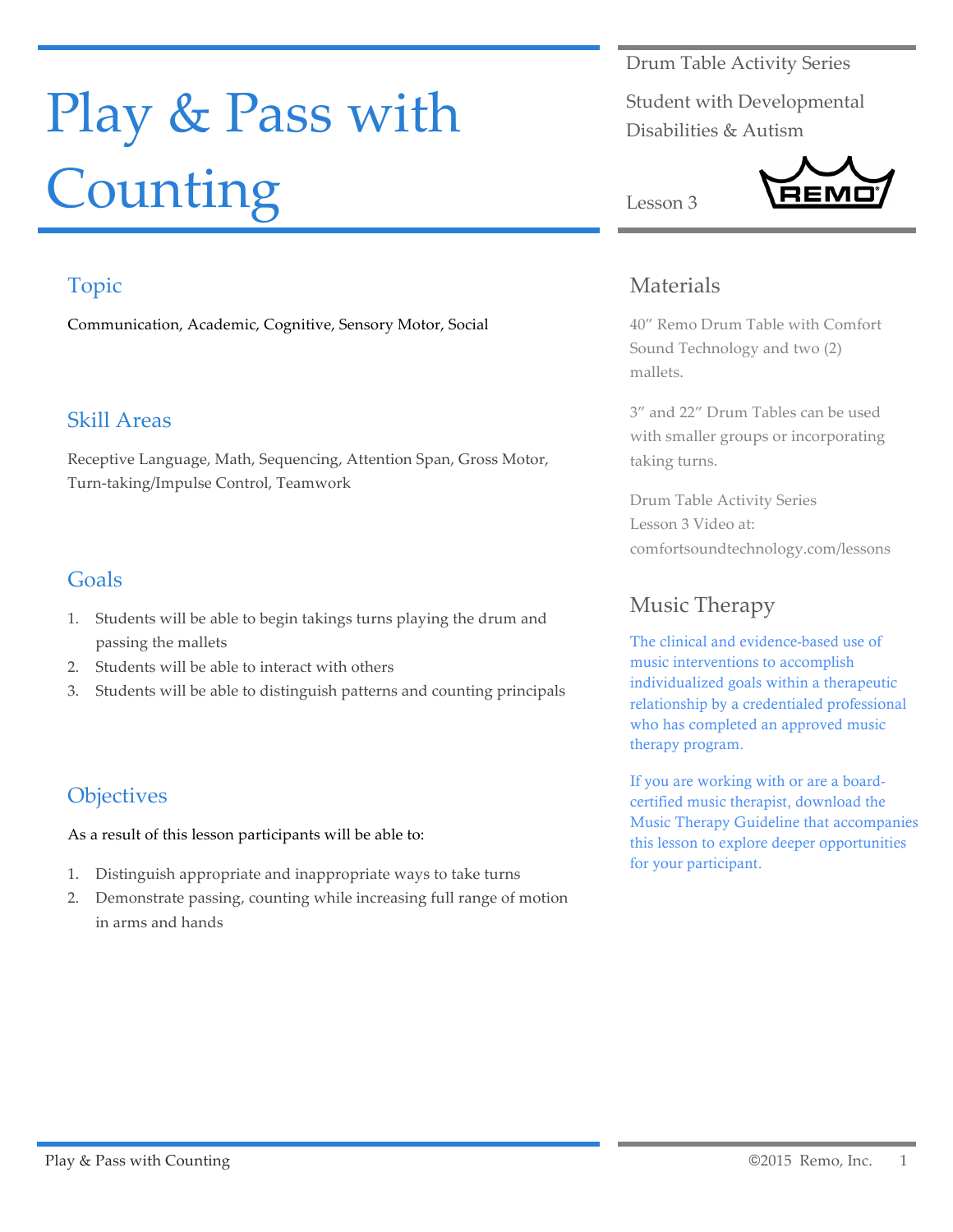# Play & Pass with Counting

Drum Table Activity Series

Student with Developmental Disabilities & Autism

Lesson 3

## Topic

Communication, Academic, Cognitive, Sensory Motor, Social

## Skill Areas

Receptive Language, Math, Sequencing, Attention Span, Gross Motor, Turn-taking/Impulse Control, Teamwork

## Goals

1. Students will be able to begin takings turns playing the drum and passing the mallets
2. Students will be able to interact with others
3. Students will be able to distinguish patterns and counting principals

## Objectives

As a result of this lesson participants will be able to:

1. Distinguish appropriate and inappropriate ways to take turns
2. Demonstrate passing, counting while increasing full range of motion in arms and hands

## Materials

40″ Remo Drum Table with Comfort Sound Technology and two (2) mallets.

3″ and 22″ Drum Tables can be used with smaller groups or incorporating taking turns.

Drum Table Activity Series Lesson 3 Video at: comfortsoundtechnology.com/lessons

## Music Therapy

The clinical and evidence-based use of music interventions to accomplish individualized goals within a therapeutic relationship by a credentialed professional who has completed an approved music therapy program.

If you are working with or are a board-certified music therapist, download the Music Therapy Guideline that accompanies this lesson to explore deeper opportunities for your participant.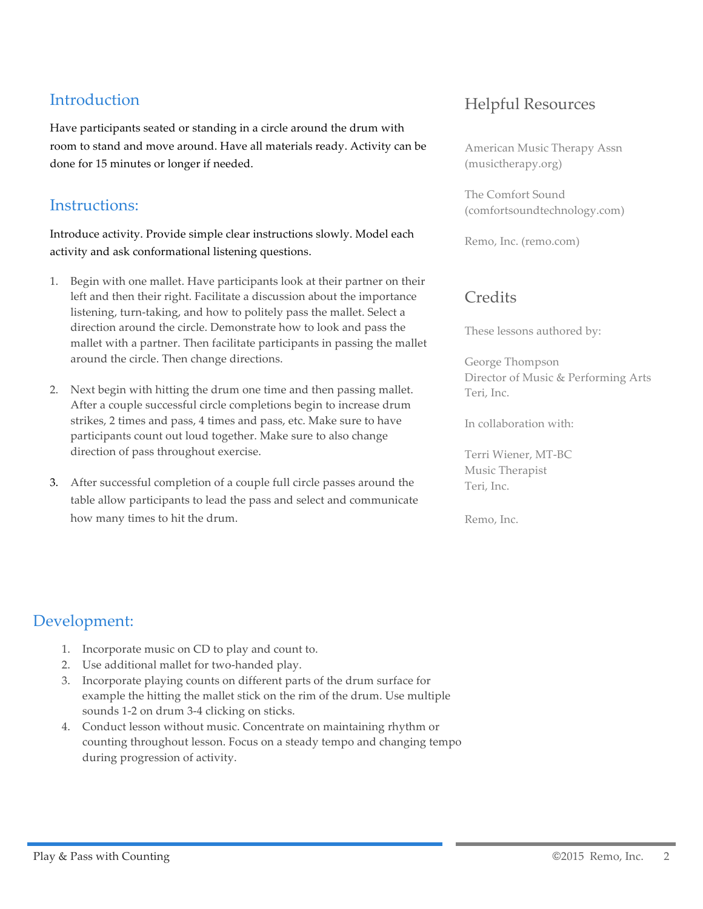## Introduction

Have participants seated or standing in a circle around the drum with room to stand and move around. Have all materials ready. Activity can be done for 15 minutes or longer if needed.

## Instructions:

Introduce activity. Provide simple clear instructions slowly. Model each activity and ask conformational listening questions.

1. Begin with one mallet. Have participants look at their partner on their left and then their right. Facilitate a discussion about the importance listening, turn-taking, and how to politely pass the mallet. Select a direction around the circle. Demonstrate how to look and pass the mallet with a partner. Then facilitate participants in passing the mallet around the circle. Then change directions.

2. Next begin with hitting the drum one time and then passing mallet. After a couple successful circle completions begin to increase drum strikes, 2 times and pass, 4 times and pass, etc. Make sure to have participants count out loud together. Make sure to also change direction of pass throughout exercise.

3. After successful completion of a couple full circle passes around the table allow participants to lead the pass and select and communicate how many times to hit the drum.

## Helpful Resources

American Music Therapy Assn (musictherapy.org)

The Comfort Sound (comfortsoundtechnology.com)

Remo, Inc. (remo.com)

## Credits

These lessons authored by:

George Thompson
Director of Music & Performing Arts
Teri, Inc.

In collaboration with:

Terri Wiener, MT-BC
Music Therapist
Teri, Inc.

Remo, Inc.

## Development:

1. Incorporate music on CD to play and count to.
2. Use additional mallet for two-handed play.
3. Incorporate playing counts on different parts of the drum surface for example the hitting the mallet stick on the rim of the drum. Use multiple sounds 1-2 on drum 3-4 clicking on sticks.
4. Conduct lesson without music. Concentrate on maintaining rhythm or counting throughout lesson. Focus on a steady tempo and changing tempo during progression of activity.